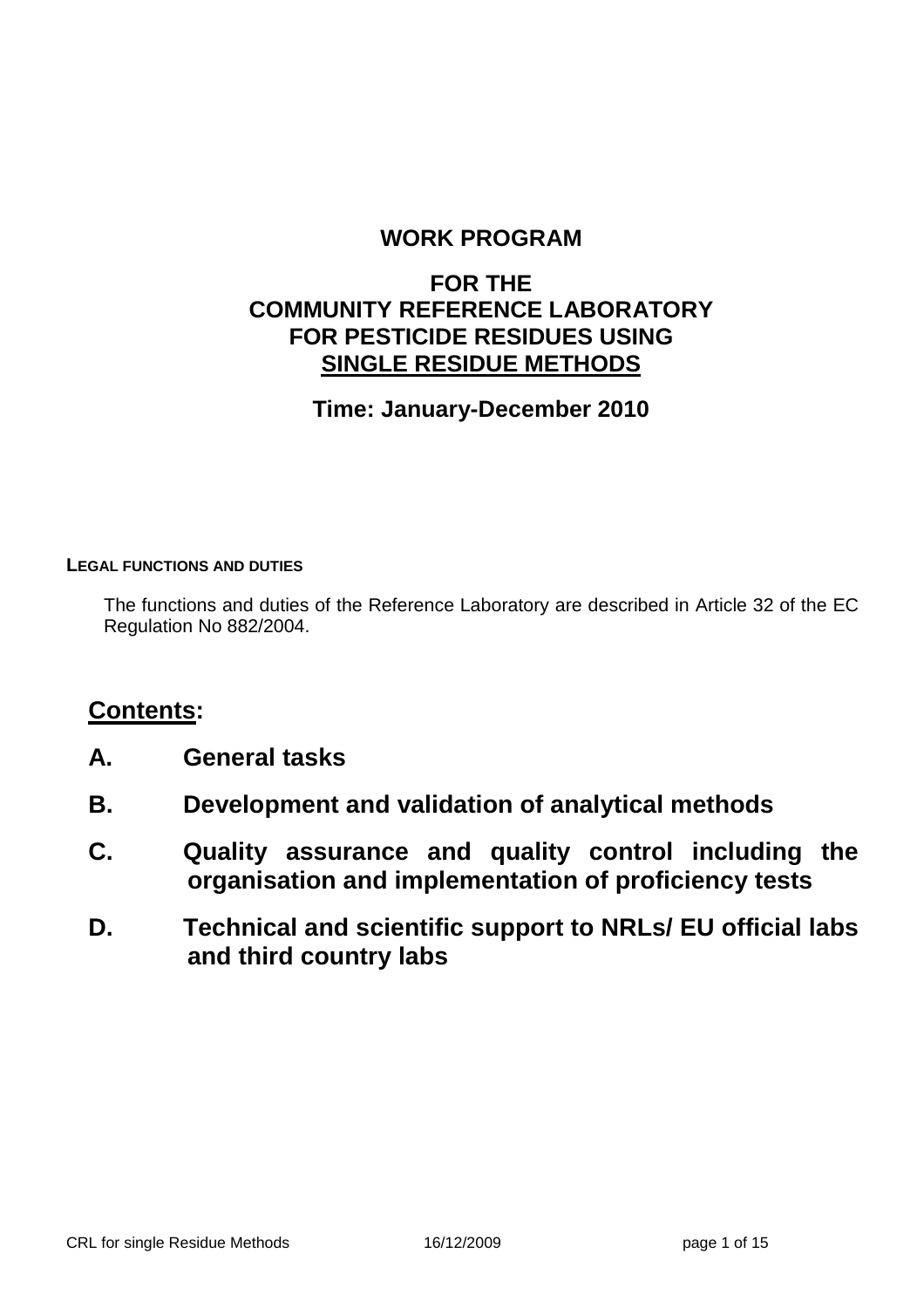# WORK PROGRAM

## FOR THE COMMUNITY REFERENCE LABORATORY FOR PESTICIDE RESIDUES USING SINGLE RESIDUE METHODS

**Time: January-December 2010**

### LEGAL FUNCTIONS AND DUTIES

The functions and duties of the Reference Laboratory are described in Article 32 of the EC Regulation No 882/2004.

## Contents:

**A. General tasks**

**B. Development and validation of analytical methods**

**C. Quality assurance and quality control including the organisation and implementation of proficiency tests**

**D. Technical and scientific support to NRLs/ EU official labs and third country labs**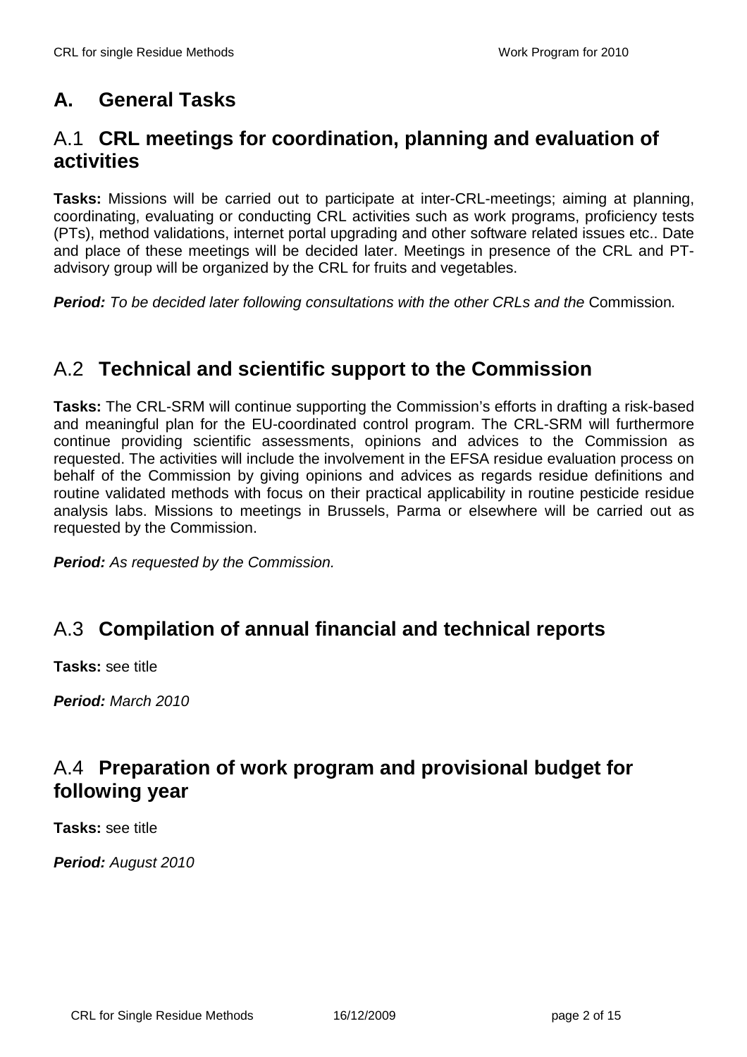# A. General Tasks

## A.1 CRL meetings for coordination, planning and evaluation of activities

**Tasks:** Missions will be carried out to participate at inter-CRL-meetings; aiming at planning, coordinating, evaluating or conducting CRL activities such as work programs, proficiency tests (PTs), method validations, internet portal upgrading and other software related issues etc.. Date and place of these meetings will be decided later. Meetings in presence of the CRL and PT-advisory group will be organized by the CRL for fruits and vegetables.

***Period:*** *To be decided later following consultations with the other CRLs and the* Commission*.*

## A.2 Technical and scientific support to the Commission

**Tasks:** The CRL-SRM will continue supporting the Commission's efforts in drafting a risk-based and meaningful plan for the EU-coordinated control program. The CRL-SRM will furthermore continue providing scientific assessments, opinions and advices to the Commission as requested. The activities will include the involvement in the EFSA residue evaluation process on behalf of the Commission by giving opinions and advices as regards residue definitions and routine validated methods with focus on their practical applicability in routine pesticide residue analysis labs. Missions to meetings in Brussels, Parma or elsewhere will be carried out as requested by the Commission.

***Period:*** *As requested by the Commission.*

## A.3 Compilation of annual financial and technical reports

**Tasks:** see title

***Period:*** *March 2010*

## A.4 Preparation of work program and provisional budget for following year

**Tasks:** see title

***Period:*** *August 2010*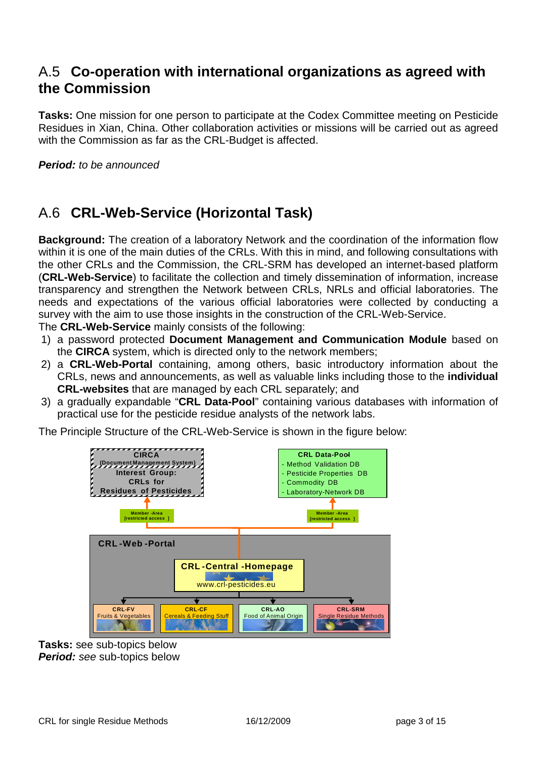## A.5 Co-operation with international organizations as agreed with the Commission

**Tasks:** One mission for one person to participate at the Codex Committee meeting on Pesticide Residues in Xian, China. Other collaboration activities or missions will be carried out as agreed with the Commission as far as the CRL-Budget is affected.

***Period:*** *to be announced*

## A.6 CRL-Web-Service (Horizontal Task)

**Background:** The creation of a laboratory Network and the coordination of the information flow within it is one of the main duties of the CRLs. With this in mind, and following consultations with the other CRLs and the Commission, the CRL-SRM has developed an internet-based platform (**CRL-Web-Service**) to facilitate the collection and timely dissemination of information, increase transparency and strengthen the Network between CRLs, NRLs and official laboratories. The needs and expectations of the various official laboratories were collected by conducting a survey with the aim to use those insights in the construction of the CRL-Web-Service.
The **CRL-Web-Service** mainly consists of the following:

1) a password protected **Document Management and Communication Module** based on the **CIRCA** system, which is directed only to the network members;
2) a **CRL-Web-Portal** containing, among others, basic introductory information about the CRLs, news and announcements, as well as valuable links including those to the **individual CRL-websites** that are managed by each CRL separately; and
3) a gradually expandable "**CRL Data-Pool**" containing various databases with information of practical use for the pesticide residue analysts of the network labs.

The Principle Structure of the CRL-Web-Service is shown in the figure below:

**CIRCA** (Document Management System) — Interest Group: CRLs for Residues of Pesticides

**CRL Data-Pool**
- Method Validation DB
- Pesticide Properties DB
- Commodity DB
- Laboratory-Network DB

Member-Area [restricted access]

Member-Area [restricted access]

**CRL-Web-Portal**

**CRL-Central-Homepage** — www.crl-pesticides.eu

- **CRL-FV** Fruits & Vegetables
- **CRL-CF** Cereals & Feeding Stuff
- **CRL-AO** Food of Animal Origin
- **CRL-SRM** Single Residue Methods

**Tasks:** see sub-topics below
***Period:*** *see* sub-topics below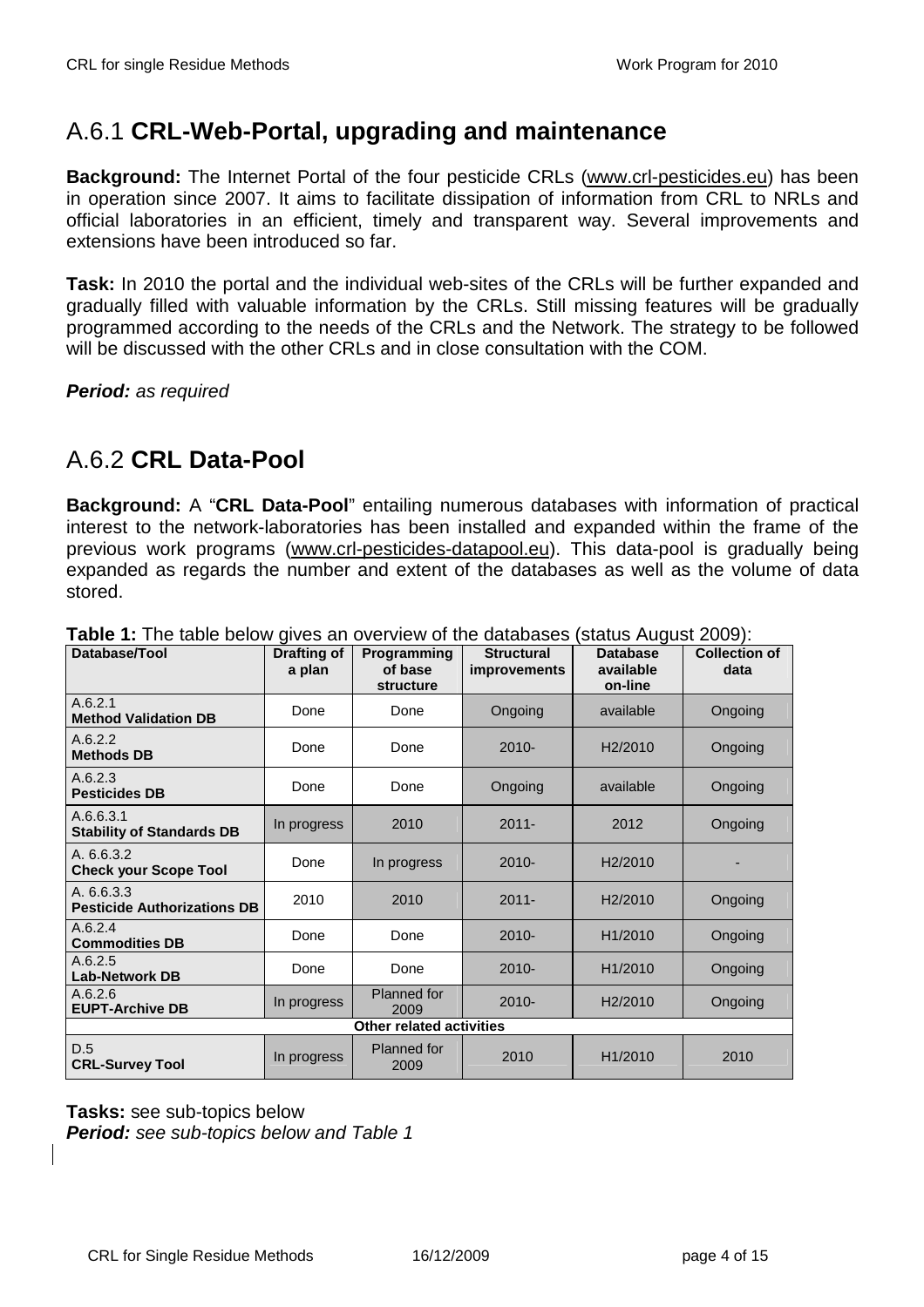## A.6.1 **CRL-Web-Portal, upgrading and maintenance**

**Background:** The Internet Portal of the four pesticide CRLs (www.crl-pesticides.eu) has been in operation since 2007. It aims to facilitate dissipation of information from CRL to NRLs and official laboratories in an efficient, timely and transparent way. Several improvements and extensions have been introduced so far.

**Task:** In 2010 the portal and the individual web-sites of the CRLs will be further expanded and gradually filled with valuable information by the CRLs. Still missing features will be gradually programmed according to the needs of the CRLs and the Network. The strategy to be followed will be discussed with the other CRLs and in close consultation with the COM.

***Period:*** *as required*

## A.6.2 **CRL Data-Pool**

**Background:** A "**CRL Data-Pool**" entailing numerous databases with information of practical interest to the network-laboratories has been installed and expanded within the frame of the previous work programs (www.crl-pesticides-datapool.eu). This data-pool is gradually being expanded as regards the number and extent of the databases as well as the volume of data stored.

**Table 1:** The table below gives an overview of the databases (status August 2009):

| Database/Tool | Drafting of a plan | Programming of base structure | Structural improvements | Database available on-line | Collection of data |
|---|---|---|---|---|---|
| A.6.2.1 **Method Validation DB** | Done | Done | Ongoing | available | Ongoing |
| A.6.2.2 **Methods DB** | Done | Done | 2010- | H2/2010 | Ongoing |
| A.6.2.3 **Pesticides DB** | Done | Done | Ongoing | available | Ongoing |
| A.6.6.3.1 **Stability of Standards DB** | In progress | 2010 | 2011- | 2012 | Ongoing |
| A. 6.6.3.2 **Check your Scope Tool** | Done | In progress | 2010- | H2/2010 | - |
| A. 6.6.3.3 **Pesticide Authorizations DB** | 2010 | 2010 | 2011- | H2/2010 | Ongoing |
| A.6.2.4 **Commodities DB** | Done | Done | 2010- | H1/2010 | Ongoing |
| A.6.2.5 **Lab-Network DB** | Done | Done | 2010- | H1/2010 | Ongoing |
| A.6.2.6 **EUPT-Archive DB** | In progress | Planned for 2009 | 2010- | H2/2010 | Ongoing |
| **Other related activities** | | | | | |
| D.5 **CRL-Survey Tool** | In progress | Planned for 2009 | 2010 | H1/2010 | 2010 |

**Tasks:** see sub-topics below
***Period:*** *see sub-topics below and Table 1*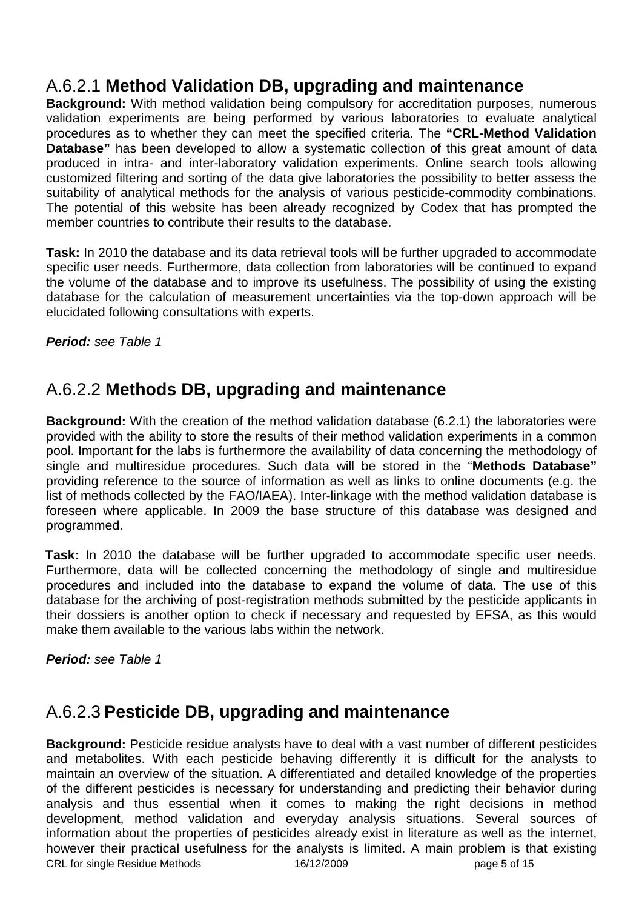## A.6.2.1 **Method Validation DB, upgrading and maintenance**

**Background:** With method validation being compulsory for accreditation purposes, numerous validation experiments are being performed by various laboratories to evaluate analytical procedures as to whether they can meet the specified criteria. The **"CRL-Method Validation Database"** has been developed to allow a systematic collection of this great amount of data produced in intra- and inter-laboratory validation experiments. Online search tools allowing customized filtering and sorting of the data give laboratories the possibility to better assess the suitability of analytical methods for the analysis of various pesticide-commodity combinations. The potential of this website has been already recognized by Codex that has prompted the member countries to contribute their results to the database.

**Task:** In 2010 the database and its data retrieval tools will be further upgraded to accommodate specific user needs. Furthermore, data collection from laboratories will be continued to expand the volume of the database and to improve its usefulness. The possibility of using the existing database for the calculation of measurement uncertainties via the top-down approach will be elucidated following consultations with experts.

***Period:*** *see Table 1*

## A.6.2.2 **Methods DB, upgrading and maintenance**

**Background:** With the creation of the method validation database (6.2.1) the laboratories were provided with the ability to store the results of their method validation experiments in a common pool. Important for the labs is furthermore the availability of data concerning the methodology of single and multiresidue procedures. Such data will be stored in the "**Methods Database"** providing reference to the source of information as well as links to online documents (e.g. the list of methods collected by the FAO/IAEA). Inter-linkage with the method validation database is foreseen where applicable. In 2009 the base structure of this database was designed and programmed.

**Task:** In 2010 the database will be further upgraded to accommodate specific user needs. Furthermore, data will be collected concerning the methodology of single and multiresidue procedures and included into the database to expand the volume of data. The use of this database for the archiving of post-registration methods submitted by the pesticide applicants in their dossiers is another option to check if necessary and requested by EFSA, as this would make them available to the various labs within the network.

***Period:*** *see Table 1*

## A.6.2.3 **Pesticide DB, upgrading and maintenance**

**Background:** Pesticide residue analysts have to deal with a vast number of different pesticides and metabolites. With each pesticide behaving differently it is difficult for the analysts to maintain an overview of the situation. A differentiated and detailed knowledge of the properties of the different pesticides is necessary for understanding and predicting their behavior during analysis and thus essential when it comes to making the right decisions in method development, method validation and everyday analysis situations. Several sources of information about the properties of pesticides already exist in literature as well as the internet, however their practical usefulness for the analysts is limited. A main problem is that existing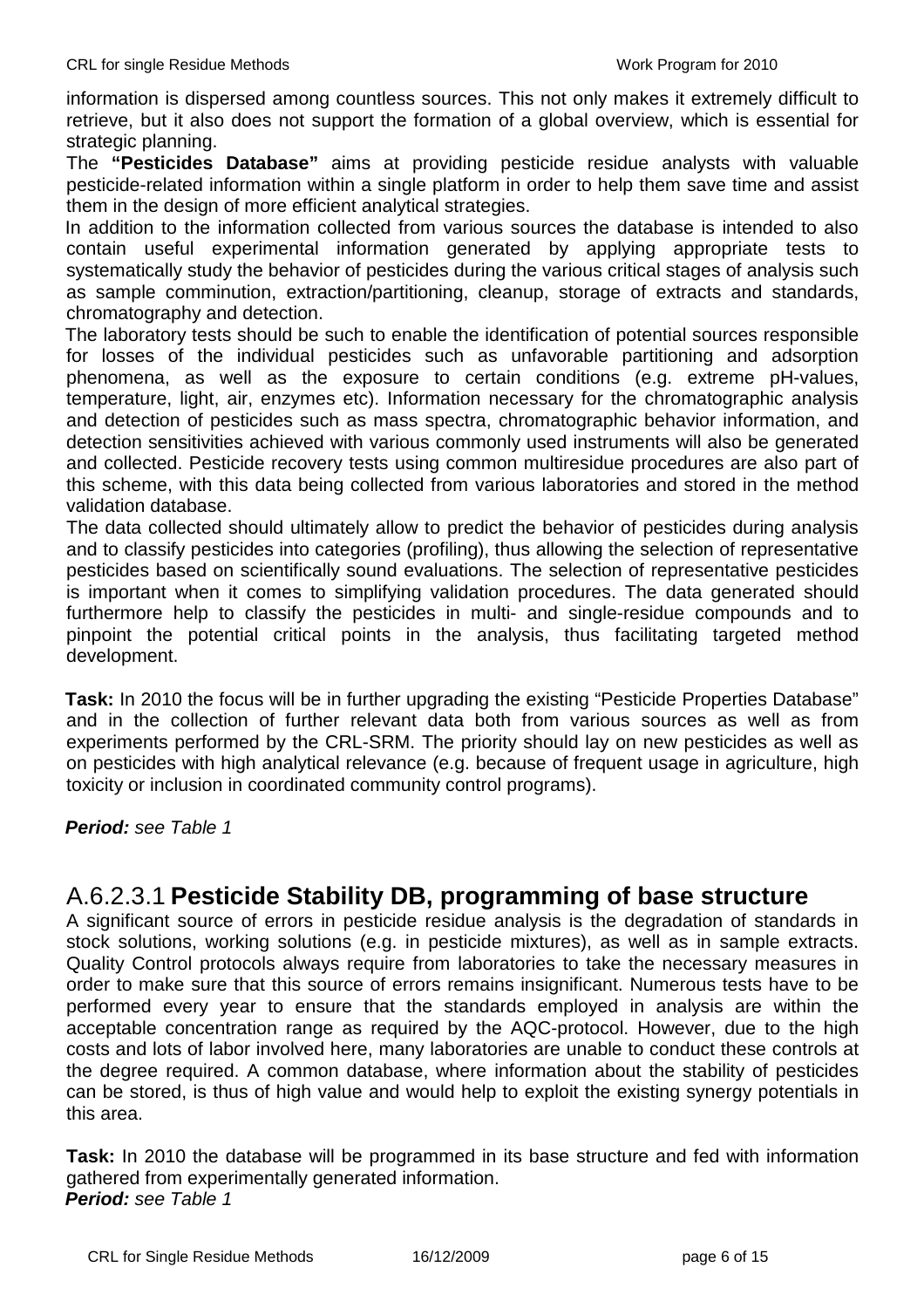information is dispersed among countless sources. This not only makes it extremely difficult to retrieve, but it also does not support the formation of a global overview, which is essential for strategic planning.

The **"Pesticides Database"** aims at providing pesticide residue analysts with valuable pesticide-related information within a single platform in order to help them save time and assist them in the design of more efficient analytical strategies.

In addition to the information collected from various sources the database is intended to also contain useful experimental information generated by applying appropriate tests to systematically study the behavior of pesticides during the various critical stages of analysis such as sample comminution, extraction/partitioning, cleanup, storage of extracts and standards, chromatography and detection.

The laboratory tests should be such to enable the identification of potential sources responsible for losses of the individual pesticides such as unfavorable partitioning and adsorption phenomena, as well as the exposure to certain conditions (e.g. extreme pH-values, temperature, light, air, enzymes etc). Information necessary for the chromatographic analysis and detection of pesticides such as mass spectra, chromatographic behavior information, and detection sensitivities achieved with various commonly used instruments will also be generated and collected. Pesticide recovery tests using common multiresidue procedures are also part of this scheme, with this data being collected from various laboratories and stored in the method validation database.

The data collected should ultimately allow to predict the behavior of pesticides during analysis and to classify pesticides into categories (profiling), thus allowing the selection of representative pesticides based on scientifically sound evaluations. The selection of representative pesticides is important when it comes to simplifying validation procedures. The data generated should furthermore help to classify the pesticides in multi- and single-residue compounds and to pinpoint the potential critical points in the analysis, thus facilitating targeted method development.

**Task:** In 2010 the focus will be in further upgrading the existing "Pesticide Properties Database" and in the collection of further relevant data both from various sources as well as from experiments performed by the CRL-SRM. The priority should lay on new pesticides as well as on pesticides with high analytical relevance (e.g. because of frequent usage in agriculture, high toxicity or inclusion in coordinated community control programs).

***Period:*** *see Table 1*

## A.6.2.3.1 **Pesticide Stability DB, programming of base structure**

A significant source of errors in pesticide residue analysis is the degradation of standards in stock solutions, working solutions (e.g. in pesticide mixtures), as well as in sample extracts. Quality Control protocols always require from laboratories to take the necessary measures in order to make sure that this source of errors remains insignificant. Numerous tests have to be performed every year to ensure that the standards employed in analysis are within the acceptable concentration range as required by the AQC-protocol. However, due to the high costs and lots of labor involved here, many laboratories are unable to conduct these controls at the degree required. A common database, where information about the stability of pesticides can be stored, is thus of high value and would help to exploit the existing synergy potentials in this area.

**Task:** In 2010 the database will be programmed in its base structure and fed with information gathered from experimentally generated information.

***Period:*** *see Table 1*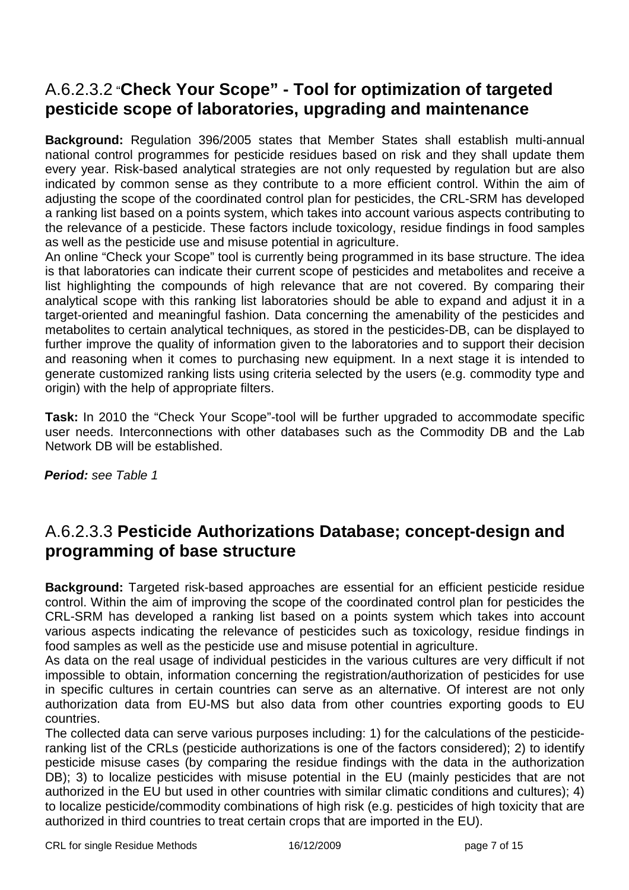## A.6.2.3.2 "Check Your Scope" - Tool for optimization of targeted pesticide scope of laboratories, upgrading and maintenance

**Background:** Regulation 396/2005 states that Member States shall establish multi-annual national control programmes for pesticide residues based on risk and they shall update them every year. Risk-based analytical strategies are not only requested by regulation but are also indicated by common sense as they contribute to a more efficient control. Within the aim of adjusting the scope of the coordinated control plan for pesticides, the CRL-SRM has developed a ranking list based on a points system, which takes into account various aspects contributing to the relevance of a pesticide. These factors include toxicology, residue findings in food samples as well as the pesticide use and misuse potential in agriculture.

An online "Check your Scope" tool is currently being programmed in its base structure. The idea is that laboratories can indicate their current scope of pesticides and metabolites and receive a list highlighting the compounds of high relevance that are not covered. By comparing their analytical scope with this ranking list laboratories should be able to expand and adjust it in a target-oriented and meaningful fashion. Data concerning the amenability of the pesticides and metabolites to certain analytical techniques, as stored in the pesticides-DB, can be displayed to further improve the quality of information given to the laboratories and to support their decision and reasoning when it comes to purchasing new equipment. In a next stage it is intended to generate customized ranking lists using criteria selected by the users (e.g. commodity type and origin) with the help of appropriate filters.

**Task:** In 2010 the "Check Your Scope"-tool will be further upgraded to accommodate specific user needs. Interconnections with other databases such as the Commodity DB and the Lab Network DB will be established.

***Period:*** *see Table 1*

## A.6.2.3.3 Pesticide Authorizations Database; concept-design and programming of base structure

**Background:** Targeted risk-based approaches are essential for an efficient pesticide residue control. Within the aim of improving the scope of the coordinated control plan for pesticides the CRL-SRM has developed a ranking list based on a points system which takes into account various aspects indicating the relevance of pesticides such as toxicology, residue findings in food samples as well as the pesticide use and misuse potential in agriculture.

As data on the real usage of individual pesticides in the various cultures are very difficult if not impossible to obtain, information concerning the registration/authorization of pesticides for use in specific cultures in certain countries can serve as an alternative. Of interest are not only authorization data from EU-MS but also data from other countries exporting goods to EU countries.

The collected data can serve various purposes including: 1) for the calculations of the pesticide-ranking list of the CRLs (pesticide authorizations is one of the factors considered); 2) to identify pesticide misuse cases (by comparing the residue findings with the data in the authorization DB); 3) to localize pesticides with misuse potential in the EU (mainly pesticides that are not authorized in the EU but used in other countries with similar climatic conditions and cultures); 4) to localize pesticide/commodity combinations of high risk (e.g. pesticides of high toxicity that are authorized in third countries to treat certain crops that are imported in the EU).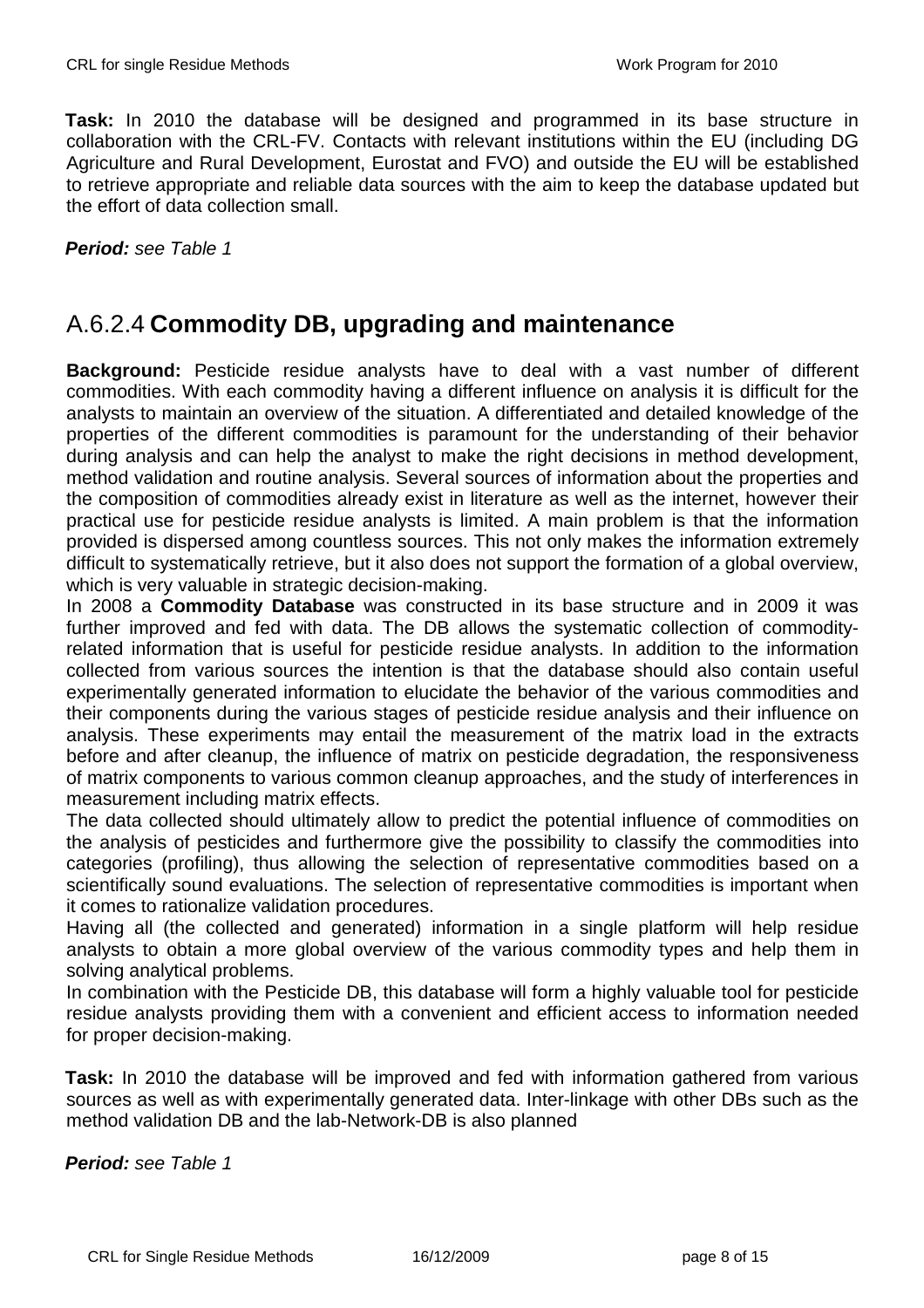**Task:** In 2010 the database will be designed and programmed in its base structure in collaboration with the CRL-FV. Contacts with relevant institutions within the EU (including DG Agriculture and Rural Development, Eurostat and FVO) and outside the EU will be established to retrieve appropriate and reliable data sources with the aim to keep the database updated but the effort of data collection small.

***Period:*** *see Table 1*

## A.6.2.4 **Commodity DB, upgrading and maintenance**

**Background:** Pesticide residue analysts have to deal with a vast number of different commodities. With each commodity having a different influence on analysis it is difficult for the analysts to maintain an overview of the situation. A differentiated and detailed knowledge of the properties of the different commodities is paramount for the understanding of their behavior during analysis and can help the analyst to make the right decisions in method development, method validation and routine analysis. Several sources of information about the properties and the composition of commodities already exist in literature as well as the internet, however their practical use for pesticide residue analysts is limited. A main problem is that the information provided is dispersed among countless sources. This not only makes the information extremely difficult to systematically retrieve, but it also does not support the formation of a global overview, which is very valuable in strategic decision-making.

In 2008 a **Commodity Database** was constructed in its base structure and in 2009 it was further improved and fed with data. The DB allows the systematic collection of commodity-related information that is useful for pesticide residue analysts. In addition to the information collected from various sources the intention is that the database should also contain useful experimentally generated information to elucidate the behavior of the various commodities and their components during the various stages of pesticide residue analysis and their influence on analysis. These experiments may entail the measurement of the matrix load in the extracts before and after cleanup, the influence of matrix on pesticide degradation, the responsiveness of matrix components to various common cleanup approaches, and the study of interferences in measurement including matrix effects.

The data collected should ultimately allow to predict the potential influence of commodities on the analysis of pesticides and furthermore give the possibility to classify the commodities into categories (profiling), thus allowing the selection of representative commodities based on a scientifically sound evaluations. The selection of representative commodities is important when it comes to rationalize validation procedures.

Having all (the collected and generated) information in a single platform will help residue analysts to obtain a more global overview of the various commodity types and help them in solving analytical problems.

In combination with the Pesticide DB, this database will form a highly valuable tool for pesticide residue analysts providing them with a convenient and efficient access to information needed for proper decision-making.

**Task:** In 2010 the database will be improved and fed with information gathered from various sources as well as with experimentally generated data. Inter-linkage with other DBs such as the method validation DB and the lab-Network-DB is also planned

***Period:*** *see Table 1*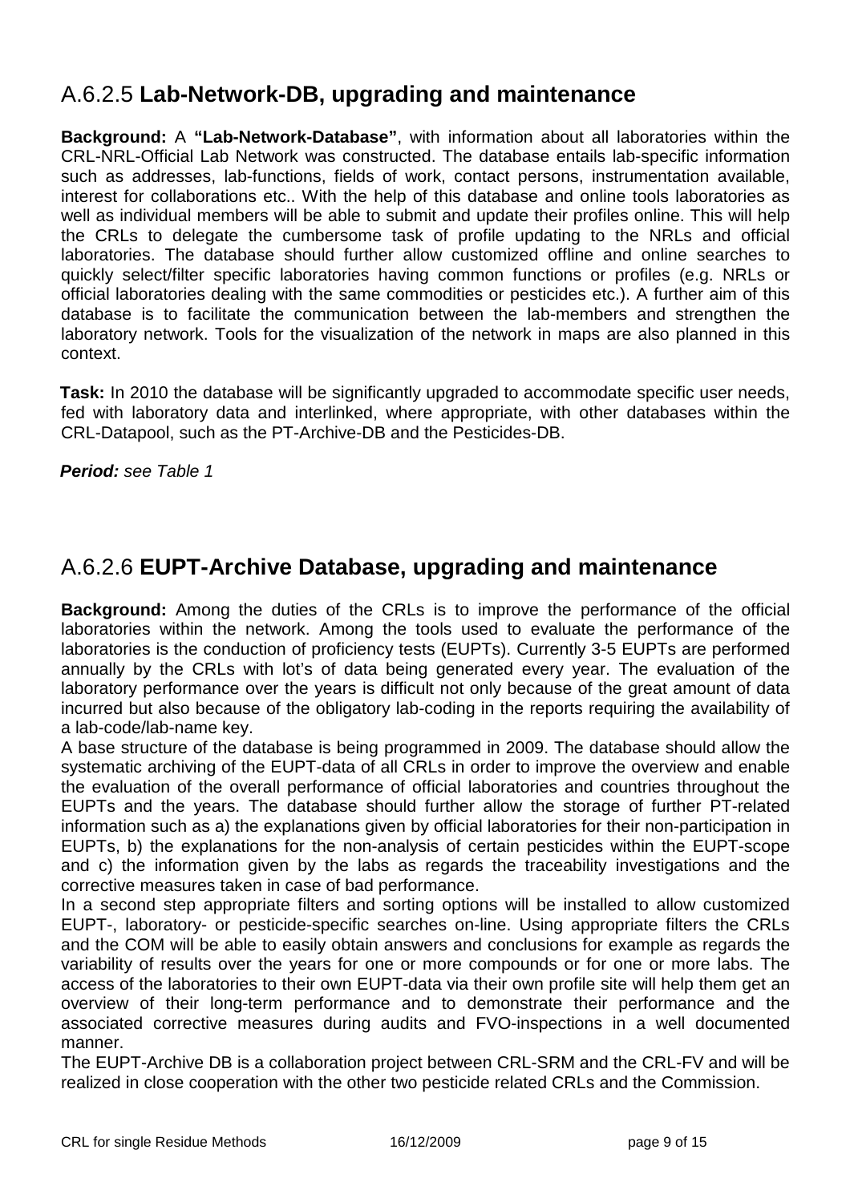## A.6.2.5 **Lab-Network-DB, upgrading and maintenance**

**Background:** A **"Lab-Network-Database"**, with information about all laboratories within the CRL-NRL-Official Lab Network was constructed. The database entails lab-specific information such as addresses, lab-functions, fields of work, contact persons, instrumentation available, interest for collaborations etc.. With the help of this database and online tools laboratories as well as individual members will be able to submit and update their profiles online. This will help the CRLs to delegate the cumbersome task of profile updating to the NRLs and official laboratories. The database should further allow customized offline and online searches to quickly select/filter specific laboratories having common functions or profiles (e.g. NRLs or official laboratories dealing with the same commodities or pesticides etc.). A further aim of this database is to facilitate the communication between the lab-members and strengthen the laboratory network. Tools for the visualization of the network in maps are also planned in this context.

**Task:** In 2010 the database will be significantly upgraded to accommodate specific user needs, fed with laboratory data and interlinked, where appropriate, with other databases within the CRL-Datapool, such as the PT-Archive-DB and the Pesticides-DB.

***Period:*** *see Table 1*

## A.6.2.6 **EUPT-Archive Database, upgrading and maintenance**

**Background:** Among the duties of the CRLs is to improve the performance of the official laboratories within the network. Among the tools used to evaluate the performance of the laboratories is the conduction of proficiency tests (EUPTs). Currently 3-5 EUPTs are performed annually by the CRLs with lot's of data being generated every year. The evaluation of the laboratory performance over the years is difficult not only because of the great amount of data incurred but also because of the obligatory lab-coding in the reports requiring the availability of a lab-code/lab-name key.

A base structure of the database is being programmed in 2009. The database should allow the systematic archiving of the EUPT-data of all CRLs in order to improve the overview and enable the evaluation of the overall performance of official laboratories and countries throughout the EUPTs and the years. The database should further allow the storage of further PT-related information such as a) the explanations given by official laboratories for their non-participation in EUPTs, b) the explanations for the non-analysis of certain pesticides within the EUPT-scope and c) the information given by the labs as regards the traceability investigations and the corrective measures taken in case of bad performance.

In a second step appropriate filters and sorting options will be installed to allow customized EUPT-, laboratory- or pesticide-specific searches on-line. Using appropriate filters the CRLs and the COM will be able to easily obtain answers and conclusions for example as regards the variability of results over the years for one or more compounds or for one or more labs. The access of the laboratories to their own EUPT-data via their own profile site will help them get an overview of their long-term performance and to demonstrate their performance and the associated corrective measures during audits and FVO-inspections in a well documented manner.

The EUPT-Archive DB is a collaboration project between CRL-SRM and the CRL-FV and will be realized in close cooperation with the other two pesticide related CRLs and the Commission.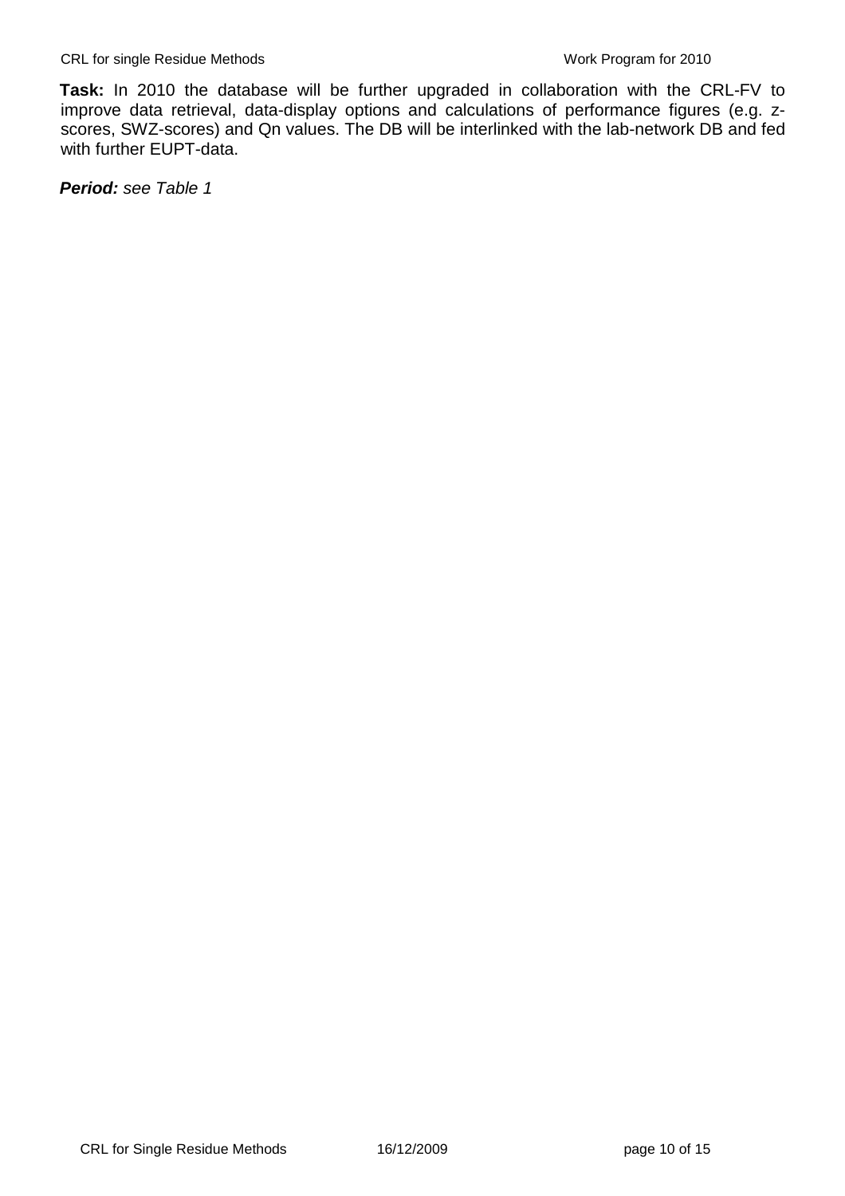**Task:** In 2010 the database will be further upgraded in collaboration with the CRL-FV to improve data retrieval, data-display options and calculations of performance figures (e.g. z-scores, SWZ-scores) and Qn values. The DB will be interlinked with the lab-network DB and fed with further EUPT-data.

***Period:*** *see Table 1*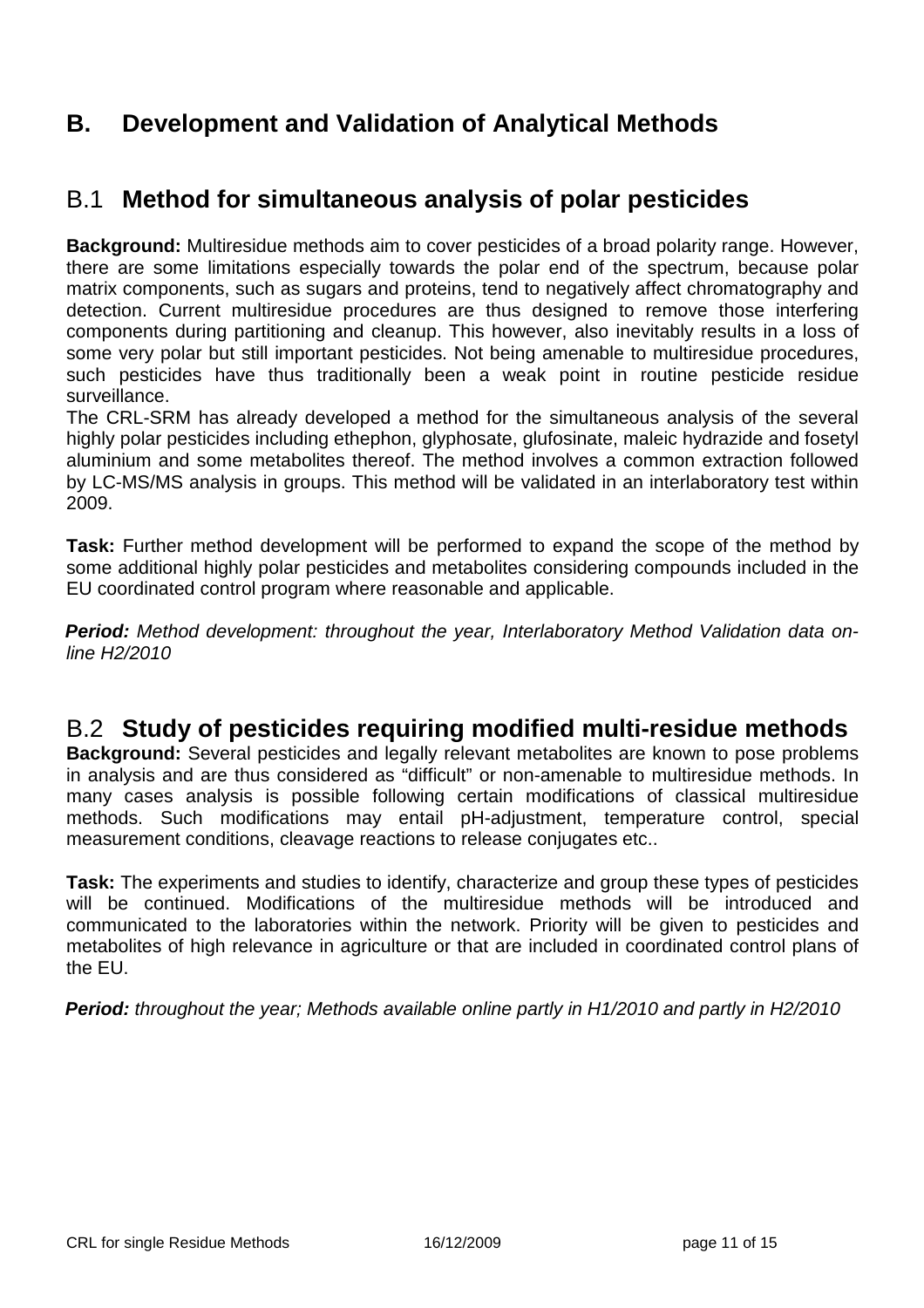## B. Development and Validation of Analytical Methods

### B.1 **Method for simultaneous analysis of polar pesticides**

**Background:** Multiresidue methods aim to cover pesticides of a broad polarity range. However, there are some limitations especially towards the polar end of the spectrum, because polar matrix components, such as sugars and proteins, tend to negatively affect chromatography and detection. Current multiresidue procedures are thus designed to remove those interfering components during partitioning and cleanup. This however, also inevitably results in a loss of some very polar but still important pesticides. Not being amenable to multiresidue procedures, such pesticides have thus traditionally been a weak point in routine pesticide residue surveillance.

The CRL-SRM has already developed a method for the simultaneous analysis of the several highly polar pesticides including ethephon, glyphosate, glufosinate, maleic hydrazide and fosetyl aluminium and some metabolites thereof. The method involves a common extraction followed by LC-MS/MS analysis in groups. This method will be validated in an interlaboratory test within 2009.

**Task:** Further method development will be performed to expand the scope of the method by some additional highly polar pesticides and metabolites considering compounds included in the EU coordinated control program where reasonable and applicable.

***Period:*** *Method development: throughout the year, Interlaboratory Method Validation data on-line H2/2010*

### B.2 **Study of pesticides requiring modified multi-residue methods**

**Background:** Several pesticides and legally relevant metabolites are known to pose problems in analysis and are thus considered as “difficult” or non-amenable to multiresidue methods. In many cases analysis is possible following certain modifications of classical multiresidue methods. Such modifications may entail pH-adjustment, temperature control, special measurement conditions, cleavage reactions to release conjugates etc..

**Task:** The experiments and studies to identify, characterize and group these types of pesticides will be continued. Modifications of the multiresidue methods will be introduced and communicated to the laboratories within the network. Priority will be given to pesticides and metabolites of high relevance in agriculture or that are included in coordinated control plans of the EU.

***Period:*** *throughout the year; Methods available online partly in H1/2010 and partly in H2/2010*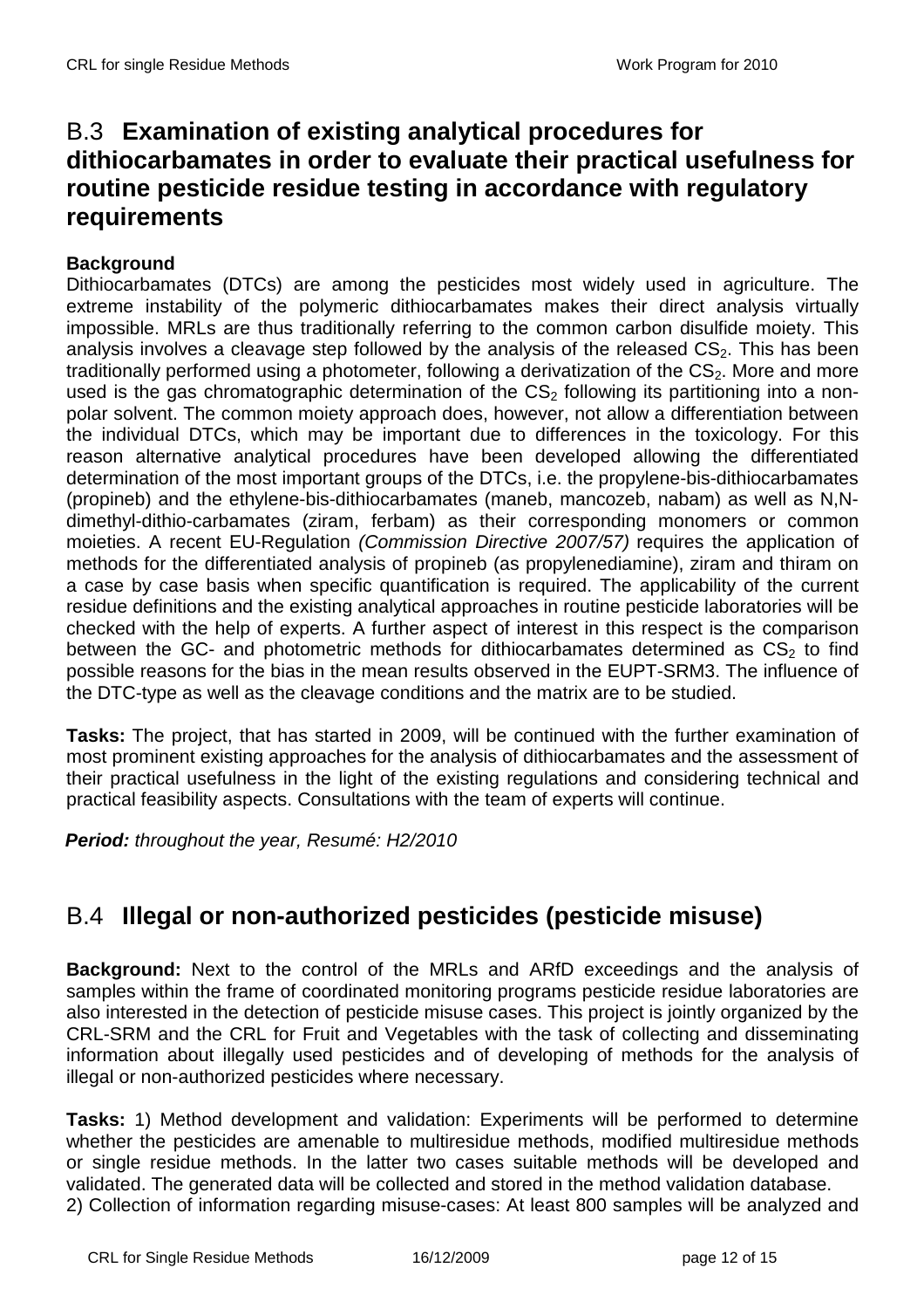## B.3 **Examination of existing analytical procedures for dithiocarbamates in order to evaluate their practical usefulness for routine pesticide residue testing in accordance with regulatory requirements**

**Background**

Dithiocarbamates (DTCs) are among the pesticides most widely used in agriculture. The extreme instability of the polymeric dithiocarbamates makes their direct analysis virtually impossible. MRLs are thus traditionally referring to the common carbon disulfide moiety. This analysis involves a cleavage step followed by the analysis of the released $CS_2$. This has been traditionally performed using a photometer, following a derivatization of the $CS_2$. More and more used is the gas chromatographic determination of the $CS_2$ following its partitioning into a non-polar solvent. The common moiety approach does, however, not allow a differentiation between the individual DTCs, which may be important due to differences in the toxicology. For this reason alternative analytical procedures have been developed allowing the differentiated determination of the most important groups of the DTCs, i.e. the propylene-bis-dithiocarbamates (propineb) and the ethylene-bis-dithiocarbamates (maneb, mancozeb, nabam) as well as N,N-dimethyl-dithio-carbamates (ziram, ferbam) as their corresponding monomers or common moieties. A recent EU-Regulation *(Commission Directive 2007/57)* requires the application of methods for the differentiated analysis of propineb (as propylenediamine), ziram and thiram on a case by case basis when specific quantification is required. The applicability of the current residue definitions and the existing analytical approaches in routine pesticide laboratories will be checked with the help of experts. A further aspect of interest in this respect is the comparison between the GC- and photometric methods for dithiocarbamates determined as $CS_2$ to find possible reasons for the bias in the mean results observed in the EUPT-SRM3. The influence of the DTC-type as well as the cleavage conditions and the matrix are to be studied.

**Tasks:** The project, that has started in 2009, will be continued with the further examination of most prominent existing approaches for the analysis of dithiocarbamates and the assessment of their practical usefulness in the light of the existing regulations and considering technical and practical feasibility aspects. Consultations with the team of experts will continue.

***Period:*** *throughout the year, Resumé: H2/2010*

## B.4 **Illegal or non-authorized pesticides (pesticide misuse)**

**Background:** Next to the control of the MRLs and ARfD exceedings and the analysis of samples within the frame of coordinated monitoring programs pesticide residue laboratories are also interested in the detection of pesticide misuse cases. This project is jointly organized by the CRL-SRM and the CRL for Fruit and Vegetables with the task of collecting and disseminating information about illegally used pesticides and of developing of methods for the analysis of illegal or non-authorized pesticides where necessary.

**Tasks:** 1) Method development and validation: Experiments will be performed to determine whether the pesticides are amenable to multiresidue methods, modified multiresidue methods or single residue methods. In the latter two cases suitable methods will be developed and validated. The generated data will be collected and stored in the method validation database.
2) Collection of information regarding misuse-cases: At least 800 samples will be analyzed and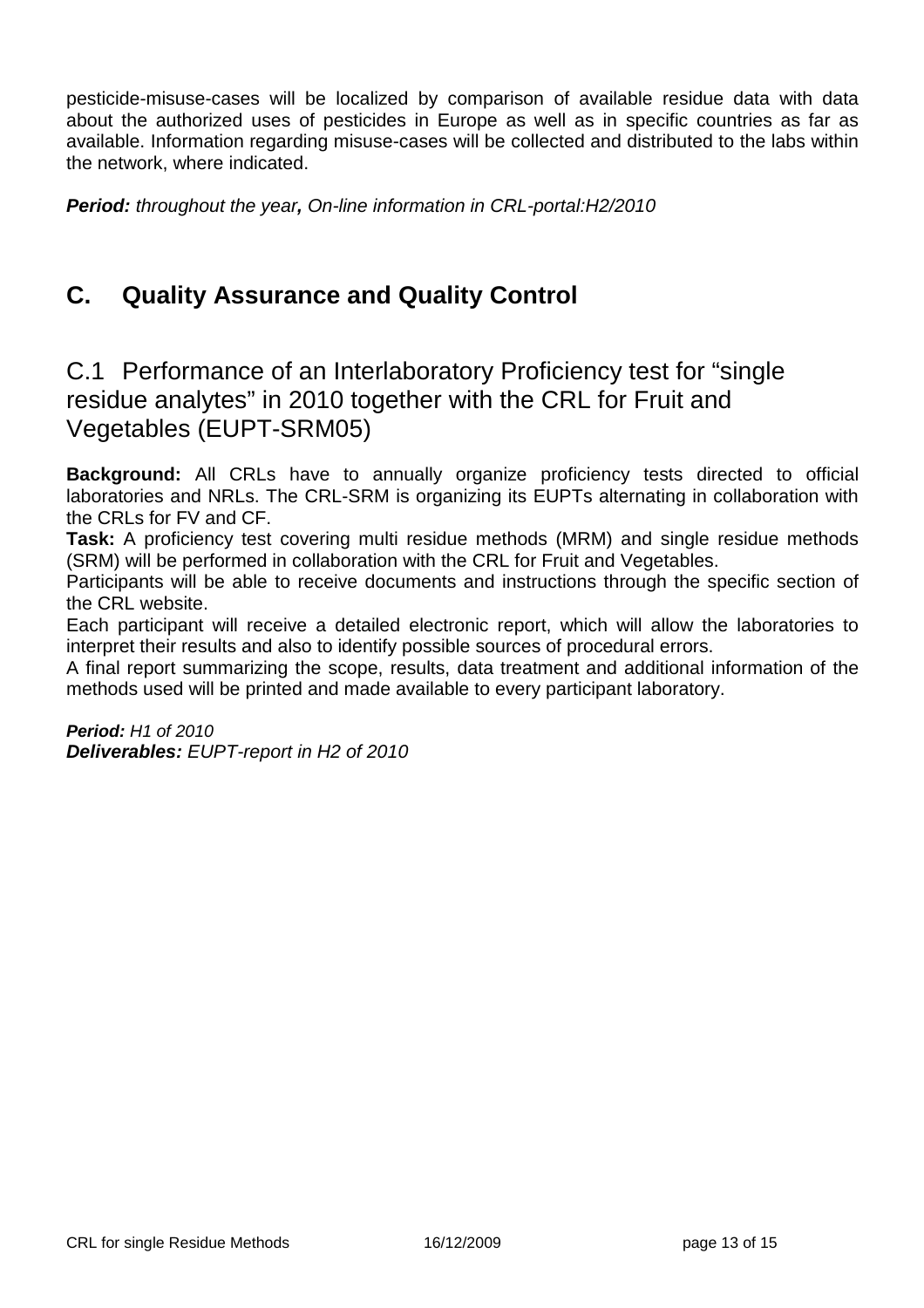pesticide-misuse-cases will be localized by comparison of available residue data with data about the authorized uses of pesticides in Europe as well as in specific countries as far as available. Information regarding misuse-cases will be collected and distributed to the labs within the network, where indicated.

***Period:*** *throughout the year****,*** *On-line information in CRL-portal:H2/2010*

# C. Quality Assurance and Quality Control

## C.1 Performance of an Interlaboratory Proficiency test for "single residue analytes" in 2010 together with the CRL for Fruit and Vegetables (EUPT-SRM05)

**Background:** All CRLs have to annually organize proficiency tests directed to official laboratories and NRLs. The CRL-SRM is organizing its EUPTs alternating in collaboration with the CRLs for FV and CF.

**Task:** A proficiency test covering multi residue methods (MRM) and single residue methods (SRM) will be performed in collaboration with the CRL for Fruit and Vegetables.

Participants will be able to receive documents and instructions through the specific section of the CRL website.

Each participant will receive a detailed electronic report, which will allow the laboratories to interpret their results and also to identify possible sources of procedural errors.

A final report summarizing the scope, results, data treatment and additional information of the methods used will be printed and made available to every participant laboratory.

***Period:*** *H1 of 2010*
***Deliverables:*** *EUPT-report in H2 of 2010*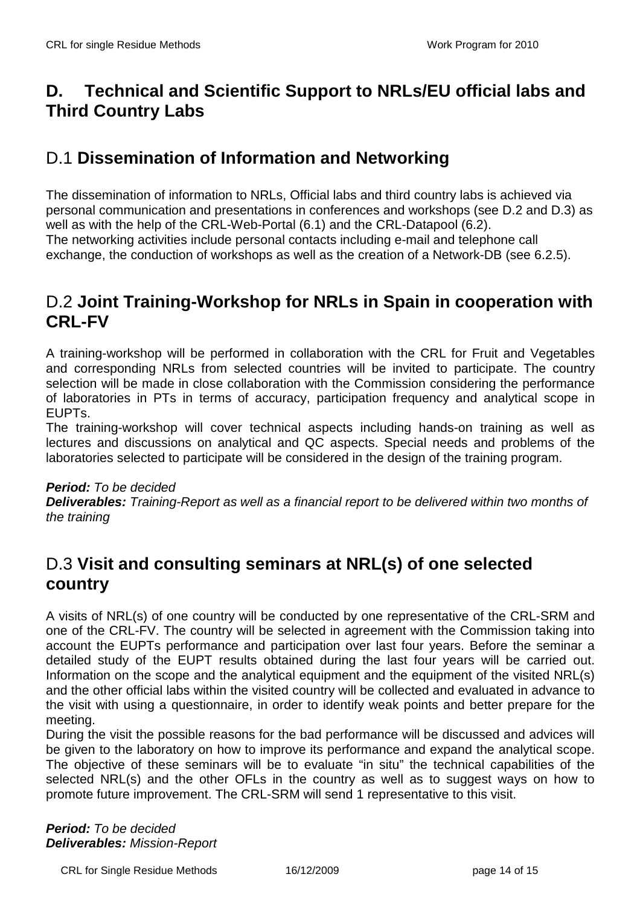# D. Technical and Scientific Support to NRLs/EU official labs and Third Country Labs

## D.1 **Dissemination of Information and Networking**

The dissemination of information to NRLs, Official labs and third country labs is achieved via personal communication and presentations in conferences and workshops (see D.2 and D.3) as well as with the help of the CRL-Web-Portal (6.1) and the CRL-Datapool (6.2).
The networking activities include personal contacts including e-mail and telephone call exchange, the conduction of workshops as well as the creation of a Network-DB (see 6.2.5).

## D.2 **Joint Training-Workshop for NRLs in Spain in cooperation with CRL-FV**

A training-workshop will be performed in collaboration with the CRL for Fruit and Vegetables and corresponding NRLs from selected countries will be invited to participate. The country selection will be made in close collaboration with the Commission considering the performance of laboratories in PTs in terms of accuracy, participation frequency and analytical scope in EUPTs.
The training-workshop will cover technical aspects including hands-on training as well as lectures and discussions on analytical and QC aspects. Special needs and problems of the laboratories selected to participate will be considered in the design of the training program.

***Period:*** *To be decided*
***Deliverables:*** *Training-Report as well as a financial report to be delivered within two months of the training*

## D.3 **Visit and consulting seminars at NRL(s) of one selected country**

A visits of NRL(s) of one country will be conducted by one representative of the CRL-SRM and one of the CRL-FV. The country will be selected in agreement with the Commission taking into account the EUPTs performance and participation over last four years. Before the seminar a detailed study of the EUPT results obtained during the last four years will be carried out. Information on the scope and the analytical equipment and the equipment of the visited NRL(s) and the other official labs within the visited country will be collected and evaluated in advance to the visit with using a questionnaire, in order to identify weak points and better prepare for the meeting.
During the visit the possible reasons for the bad performance will be discussed and advices will be given to the laboratory on how to improve its performance and expand the analytical scope. The objective of these seminars will be to evaluate "in situ" the technical capabilities of the selected NRL(s) and the other OFLs in the country as well as to suggest ways on how to promote future improvement. The CRL-SRM will send 1 representative to this visit.

***Period:*** *To be decided*
***Deliverables:*** *Mission-Report*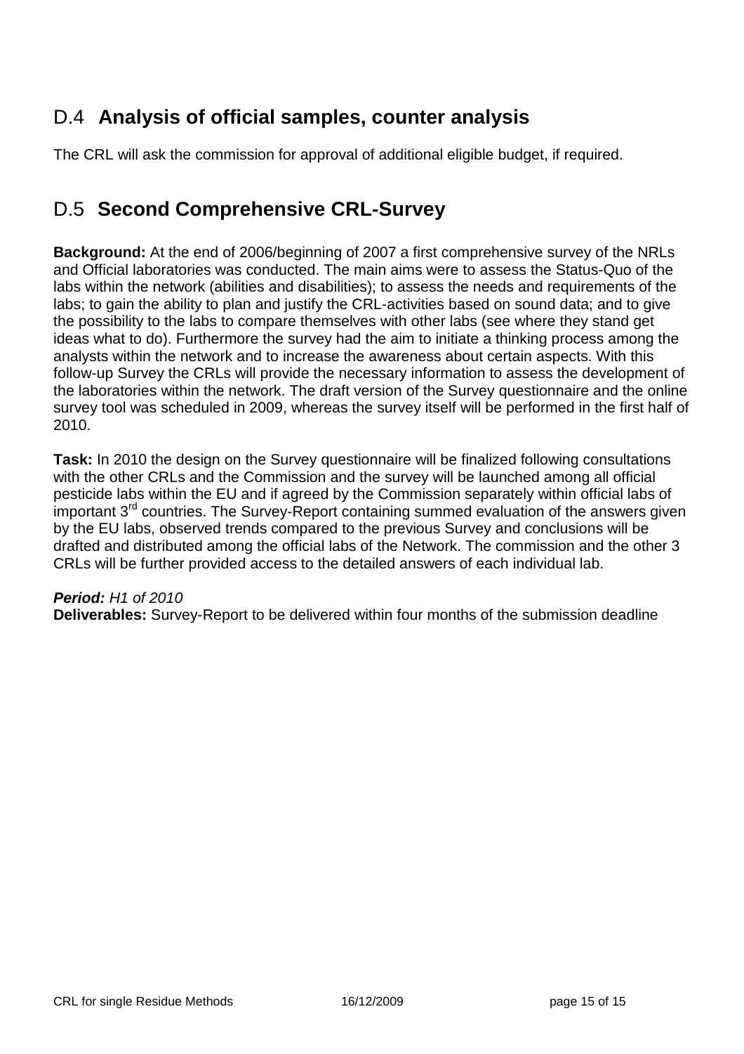## D.4 **Analysis of official samples, counter analysis**

The CRL will ask the commission for approval of additional eligible budget, if required.

## D.5 **Second Comprehensive CRL-Survey**

**Background:** At the end of 2006/beginning of 2007 a first comprehensive survey of the NRLs and Official laboratories was conducted. The main aims were to assess the Status-Quo of the labs within the network (abilities and disabilities); to assess the needs and requirements of the labs; to gain the ability to plan and justify the CRL-activities based on sound data; and to give the possibility to the labs to compare themselves with other labs (see where they stand get ideas what to do). Furthermore the survey had the aim to initiate a thinking process among the analysts within the network and to increase the awareness about certain aspects. With this follow-up Survey the CRLs will provide the necessary information to assess the development of the laboratories within the network. The draft version of the Survey questionnaire and the online survey tool was scheduled in 2009, whereas the survey itself will be performed in the first half of 2010.

**Task:** In 2010 the design on the Survey questionnaire will be finalized following consultations with the other CRLs and the Commission and the survey will be launched among all official pesticide labs within the EU and if agreed by the Commission separately within official labs of important 3rd countries. The Survey-Report containing summed evaluation of the answers given by the EU labs, observed trends compared to the previous Survey and conclusions will be drafted and distributed among the official labs of the Network. The commission and the other 3 CRLs will be further provided access to the detailed answers of each individual lab.

***Period:*** *H1 of 2010*
**Deliverables:** Survey-Report to be delivered within four months of the submission deadline